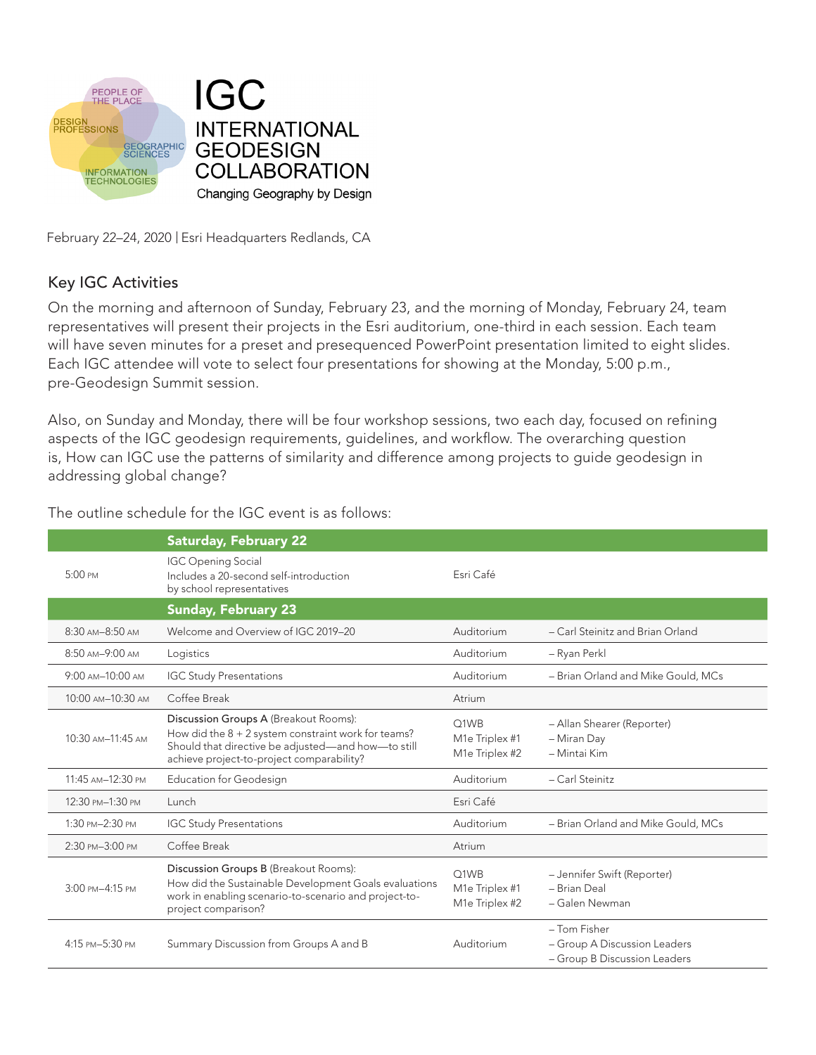PEOPLE OF THE PLACE · DESIGN PROFESSIONS · GEOGRAPHIC SCIENCES · INFORMATION TECHNOLOGIES

# IGC INTERNATIONAL GEODESIGN COLLABORATION

Changing Geography by Design

February 22–24, 2020 | Esri Headquarters Redlands, CA

## Key IGC Activities

On the morning and afternoon of Sunday, February 23, and the morning of Monday, February 24, team representatives will present their projects in the Esri auditorium, one-third in each session. Each team will have seven minutes for a preset and presequenced PowerPoint presentation limited to eight slides. Each IGC attendee will vote to select four presentations for showing at the Monday, 5:00 p.m., pre-Geodesign Summit session.

Also, on Sunday and Monday, there will be four workshop sessions, two each day, focused on refining aspects of the IGC geodesign requirements, guidelines, and workflow. The overarching question is, How can IGC use the patterns of similarity and difference among projects to guide geodesign in addressing global change?

The outline schedule for the IGC event is as follows:

| | **Saturday, February 22** | | |
|---|---|---|---|
| 5:00 PM | IGC Opening Social<br>Includes a 20-second self-introduction by school representatives | Esri Café | |
| | **Sunday, February 23** | | |
| 8:30 AM–8:50 AM | Welcome and Overview of IGC 2019–20 | Auditorium | – Carl Steinitz and Brian Orland |
| 8:50 AM–9:00 AM | Logistics | Auditorium | – Ryan Perkl |
| 9:00 AM–10:00 AM | IGC Study Presentations | Auditorium | – Brian Orland and Mike Gould, MCs |
| 10:00 AM–10:30 AM | Coffee Break | Atrium | |
| 10:30 AM–11:45 AM | Discussion Groups A (Breakout Rooms):<br>How did the 8 + 2 system constraint work for teams? Should that directive be adjusted—and how—to still achieve project-to-project comparability? | Q1WB<br>M1e Triplex #1<br>M1e Triplex #2 | – Allan Shearer (Reporter)<br>– Miran Day<br>– Mintai Kim |
| 11:45 AM–12:30 PM | Education for Geodesign | Auditorium | – Carl Steinitz |
| 12:30 PM–1:30 PM | Lunch | Esri Café | |
| 1:30 PM–2:30 PM | IGC Study Presentations | Auditorium | – Brian Orland and Mike Gould, MCs |
| 2:30 PM–3:00 PM | Coffee Break | Atrium | |
| 3:00 PM–4:15 PM | Discussion Groups B (Breakout Rooms):<br>How did the Sustainable Development Goals evaluations work in enabling scenario-to-scenario and project-to-project comparison? | Q1WB<br>M1e Triplex #1<br>M1e Triplex #2 | – Jennifer Swift (Reporter)<br>– Brian Deal<br>– Galen Newman |
| 4:15 PM–5:30 PM | Summary Discussion from Groups A and B | Auditorium | – Tom Fisher<br>– Group A Discussion Leaders<br>– Group B Discussion Leaders |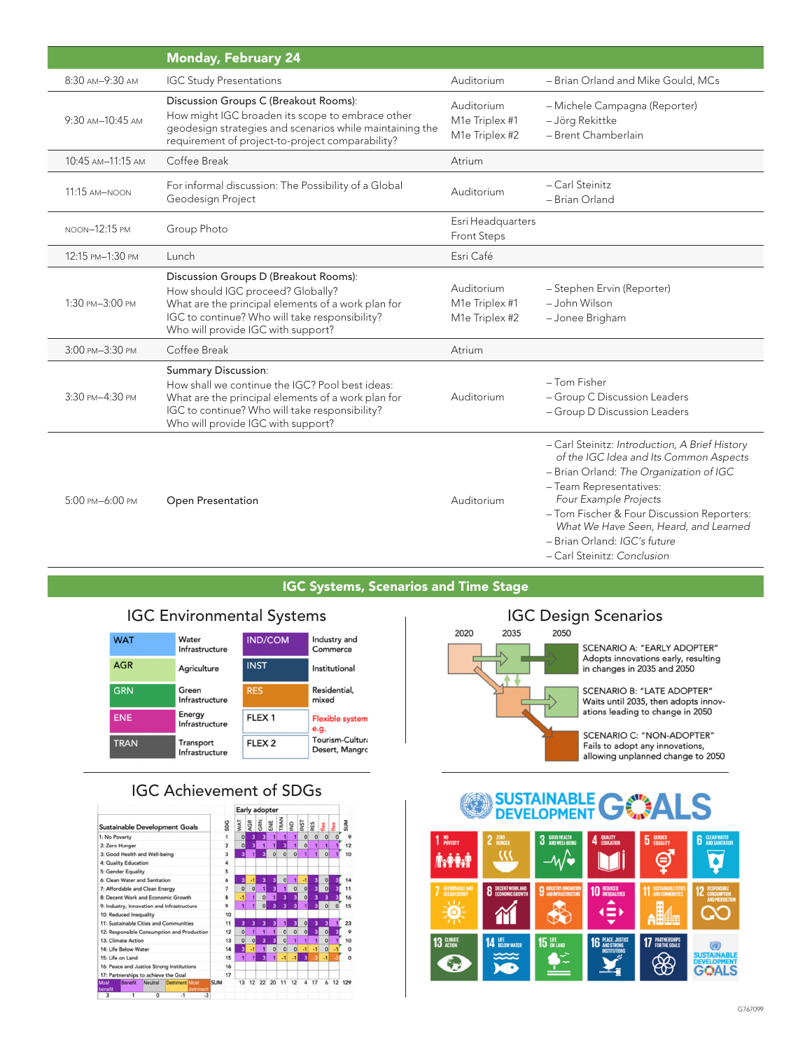| | Monday, February 24 | | |
|---|---|---|---|
| 8:30 AM–9:30 AM | IGC Study Presentations | Auditorium | – Brian Orland and Mike Gould, MCs |
| 9:30 AM–10:45 AM | Discussion Groups C (Breakout Rooms): How might IGC broaden its scope to embrace other geodesign strategies and scenarios while maintaining the requirement of project-to-project comparability? | Auditorium<br>M1e Triplex #1<br>M1e Triplex #2 | – Michele Campagna (Reporter)<br>– Jörg Rekittke<br>– Brent Chamberlain |
| 10:45 AM–11:15 AM | Coffee Break | Atrium | |
| 11:15 AM–NOON | For informal discussion: The Possibility of a Global Geodesign Project | Auditorium | – Carl Steinitz<br>– Brian Orland |
| NOON–12:15 PM | Group Photo | Esri Headquarters Front Steps | |
| 12:15 PM–1:30 PM | Lunch | Esri Café | |
| 1:30 PM–3:00 PM | Discussion Groups D (Breakout Rooms): How should IGC proceed? Globally? What are the principal elements of a work plan for IGC to continue? Who will take responsibility? Who will provide IGC with support? | Auditorium<br>M1e Triplex #1<br>M1e Triplex #2 | – Stephen Ervin (Reporter)<br>– John Wilson<br>– Jonee Brigham |
| 3:00 PM–3:30 PM | Coffee Break | Atrium | |
| 3:30 PM–4:30 PM | Summary Discussion: How shall we continue the IGC? Pool best ideas: What are the principal elements of a work plan for IGC to continue? Who will take responsibility? Who will provide IGC with support? | Auditorium | – Tom Fisher<br>– Group C Discussion Leaders<br>– Group D Discussion Leaders |
| 5:00 PM–6:00 PM | Open Presentation | Auditorium | – Carl Steinitz: *Introduction, A Brief History of the IGC Idea and Its Common Aspects*<br>– Brian Orland: *The Organization of IGC*<br>– Team Representatives: *Four Example Projects*<br>– Tom Fischer & Four Discussion Reporters: *What We Have Seen, Heard, and Learned*<br>– Brian Orland: *IGC's future*<br>– Carl Steinitz: *Conclusion* |

## IGC Systems, Scenarios and Time Stage

### IGC Environmental Systems

| | | | |
|---|---|---|---|
| WAT | Water Infrastructure | IND/COM | Industry and Commerce |
| AGR | Agriculture | INST | Institutional |
| GRN | Green Infrastructure | RES | Residential, mixed |
| ENE | Energy Infrastructure | FLEX 1 | Flexible system e.g. |
| TRAN | Transport Infrastructure | FLEX 2 | Tourism-Cultur Desert, Mangr |

### IGC Design Scenarios

2020 2035 2050

SCENARIO A: "EARLY ADOPTER" Adopts innovations early, resulting in changes in 2035 and 2050

SCENARIO B: "LATE ADOPTER" Waits until 2035, then adopts innovations leading to change in 2050

SCENARIO C: "NON-ADOPTER" Fails to adopt any innovations, allowing unplanned change to 2050

### IGC Achievement of SDGs

Early adopter

| Sustainable Development Goals | SDG | WAT | AGR | GRN | ENE | TRAN | IND | INST | RES | flex | flex | SUM |
|---|---|---|---|---|---|---|---|---|---|---|---|---|
| 1: No Poverty | 1 | 0 | 3 | 3 | 1 | 1 | 1 | 0 | 0 | 0 | 0 | 9 |
| 2: Zero Hunger | 2 | 0 | 3 | 1 | 1 | 3 | 1 | 0 | 1 | 1 | 1 | 12 |
| 3: Good Health and Well-being | 3 | 3 | 1 | 3 | 0 | 0 | 0 | 1 | 1 | 0 | 1 | 10 |
| 4: Quality Education | 4 | | | | | | | | | | | |
| 5: Gender Equality | 5 | | | | | | | | | | | |
| 6: Clean Water and Sanitation | 6 | 3 | -1 | 3 | 3 | 3 | 0 | 1 | -1 | 3 | 0 | 14 |
| 7: Affordable and Clean Energy | 7 | 0 | 0 | 1 | 3 | 1 | 0 | 0 | 3 | 0 | 3 | 11 |
| 8: Decent Work and Economic Growth | 8 | -1 | 1 | 0 | 1 | 3 | 3 | 0 | 3 | 3 | 3 | 16 |
| 9: Industry, Innovation and Infrastructure | 9 | 1 | 1 | 0 | 3 | 3 | 3 | 1 | 3 | 0 | 0 | 15 |
| 10: Reduced Inequality | 10 | | | | | | | | | | | |
| 11: Sustainable Cities and Communities | 11 | 3 | 3 | 3 | 3 | 3 | 0 | 3 | 3 | 1 | 1 | 23 |
| 12: Responsible Consumption and Production | 12 | 0 | 1 | 1 | 1 | 0 | 0 | 0 | 3 | 0 | 3 | 9 |
| 13: Climate Action | 13 | 0 | 0 | 3 | 3 | 0 | 1 | 1 | 1 | 0 | 1 | 10 |
| 14: Life Below Water | 14 | 3 | -1 | 1 | 0 | 0 | 0 | -1 | -1 | 0 | -1 | 0 |
| 15: Life on Land | 15 | 1 | 1 | 3 | 1 | -1 | -1 | 3 | -3 | -1 | -3 | 0 |
| 16: Peace and Justice Strong Institutions | 16 | | | | | | | | | | | |
| 17: Partnerships to achieve the Goal | 17 | | | | | | | | | | | |
| SUM | | 13 | 12 | 22 | 20 | 11 | 12 | 4 | 17 | 6 | 12 | 129 |

| Most benefit | Benefit | Neutral | Detriment | Most detriment |
|---|---|---|---|---|
| 3 | 1 | 0 | -1 | -3 |

SUSTAINABLE DEVELOPMENT GOALS

1 NO POVERTY
2 ZERO HUNGER
3 GOOD HEALTH AND WELL-BEING
4 QUALITY EDUCATION
5 GENDER EQUALITY
6 CLEAN WATER AND SANITATION
7 AFFORDABLE AND CLEAN ENERGY
8 DECENT WORK AND ECONOMIC GROWTH
9 INDUSTRY, INNOVATION AND INFRASTRUCTURE
10 REDUCED INEQUALITIES
11 SUSTAINABLE CITIES AND COMMUNITIES
12 RESPONSIBLE CONSUMPTION AND PRODUCTION
13 CLIMATE ACTION
14 LIFE BELOW WATER
15 LIFE ON LAND
16 PEACE, JUSTICE AND STRONG INSTITUTIONS
17 PARTNERSHIPS FOR THE GOALS

SUSTAINABLE DEVELOPMENT GOALS

G767099